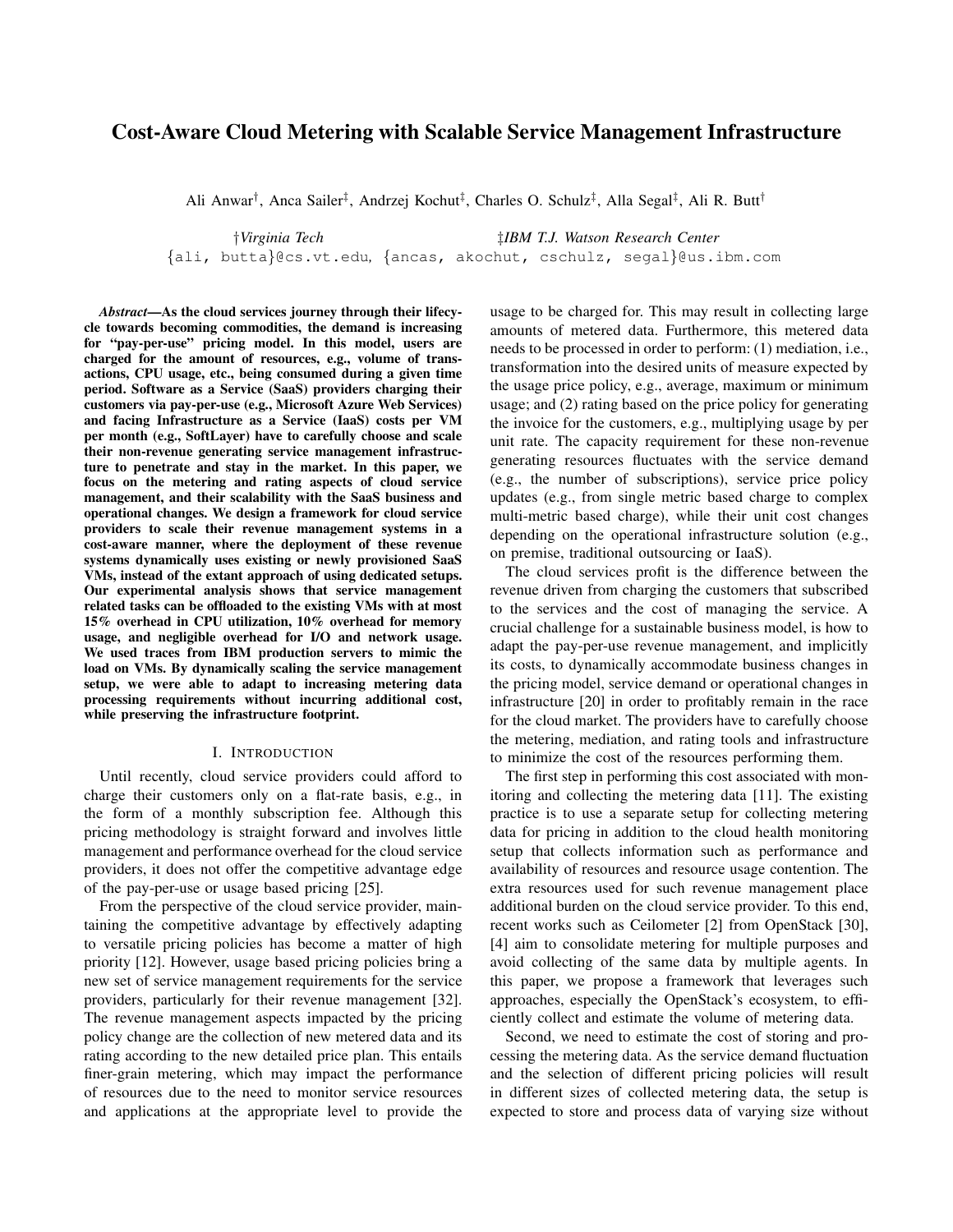# Cost-Aware Cloud Metering with Scalable Service Management Infrastructure

Ali Anwar[†], Anca Sailer[‡], Andrzej Kochut[‡], Charles O. Schulz[‡], Alla Segal[‡], Ali R. Butt[†]

[†]*Virginia Tech* [‡]*IBM T.J. Watson Research Center*

{ali, butta}@cs.vt.edu, {ancas, akochut, cschulz, segal}@us.ibm.com

***Abstract*—As the cloud services journey through their lifecycle towards becoming commodities, the demand is increasing for "pay-per-use" pricing model. In this model, users are charged for the amount of resources, e.g., volume of transactions, CPU usage, etc., being consumed during a given time period. Software as a Service (SaaS) providers charging their customers via pay-per-use (e.g., Microsoft Azure Web Services) and facing Infrastructure as a Service (IaaS) costs per VM per month (e.g., SoftLayer) have to carefully choose and scale their non-revenue generating service management infrastructure to penetrate and stay in the market. In this paper, we focus on the metering and rating aspects of cloud service management, and their scalability with the SaaS business and operational changes. We design a framework for cloud service providers to scale their revenue management systems in a cost-aware manner, where the deployment of these revenue systems dynamically uses existing or newly provisioned SaaS VMs, instead of the extant approach of using dedicated setups. Our experimental analysis shows that service management related tasks can be offloaded to the existing VMs with at most 15% overhead in CPU utilization, 10% overhead for memory usage, and negligible overhead for I/O and network usage. We used traces from IBM production servers to mimic the load on VMs. By dynamically scaling the service management setup, we were able to adapt to increasing metering data processing requirements without incurring additional cost, while preserving the infrastructure footprint.**

## I. Introduction

Until recently, cloud service providers could afford to charge their customers only on a flat-rate basis, e.g., in the form of a monthly subscription fee. Although this pricing methodology is straight forward and involves little management and performance overhead for the cloud service providers, it does not offer the competitive advantage edge of the pay-per-use or usage based pricing [25].

From the perspective of the cloud service provider, maintaining the competitive advantage by effectively adapting to versatile pricing policies has become a matter of high priority [12]. However, usage based pricing policies bring a new set of service management requirements for the service providers, particularly for their revenue management [32]. The revenue management aspects impacted by the pricing policy change are the collection of new metered data and its rating according to the new detailed price plan. This entails finer-grain metering, which may impact the performance of resources due to the need to monitor service resources and applications at the appropriate level to provide the usage to be charged for. This may result in collecting large amounts of metered data. Furthermore, this metered data needs to be processed in order to perform: (1) mediation, i.e., transformation into the desired units of measure expected by the usage price policy, e.g., average, maximum or minimum usage; and (2) rating based on the price policy for generating the invoice for the customers, e.g., multiplying usage by per unit rate. The capacity requirement for these non-revenue generating resources fluctuates with the service demand (e.g., the number of subscriptions), service price policy updates (e.g., from single metric based charge to complex multi-metric based charge), while their unit cost changes depending on the operational infrastructure solution (e.g., on premise, traditional outsourcing or IaaS).

The cloud services profit is the difference between the revenue driven from charging the customers that subscribed to the services and the cost of managing the service. A crucial challenge for a sustainable business model, is how to adapt the pay-per-use revenue management, and implicitly its costs, to dynamically accommodate business changes in the pricing model, service demand or operational changes in infrastructure [20] in order to profitably remain in the race for the cloud market. The providers have to carefully choose the metering, mediation, and rating tools and infrastructure to minimize the cost of the resources performing them.

The first step in performing this cost associated with monitoring and collecting the metering data [11]. The existing practice is to use a separate setup for collecting metering data for pricing in addition to the cloud health monitoring setup that collects information such as performance and availability of resources and resource usage contention. The extra resources used for such revenue management place additional burden on the cloud service provider. To this end, recent works such as Ceilometer [2] from OpenStack [30], [4] aim to consolidate metering for multiple purposes and avoid collecting of the same data by multiple agents. In this paper, we propose a framework that leverages such approaches, especially the OpenStack's ecosystem, to efficiently collect and estimate the volume of metering data.

Second, we need to estimate the cost of storing and processing the metering data. As the service demand fluctuation and the selection of different pricing policies will result in different sizes of collected metering data, the setup is expected to store and process data of varying size without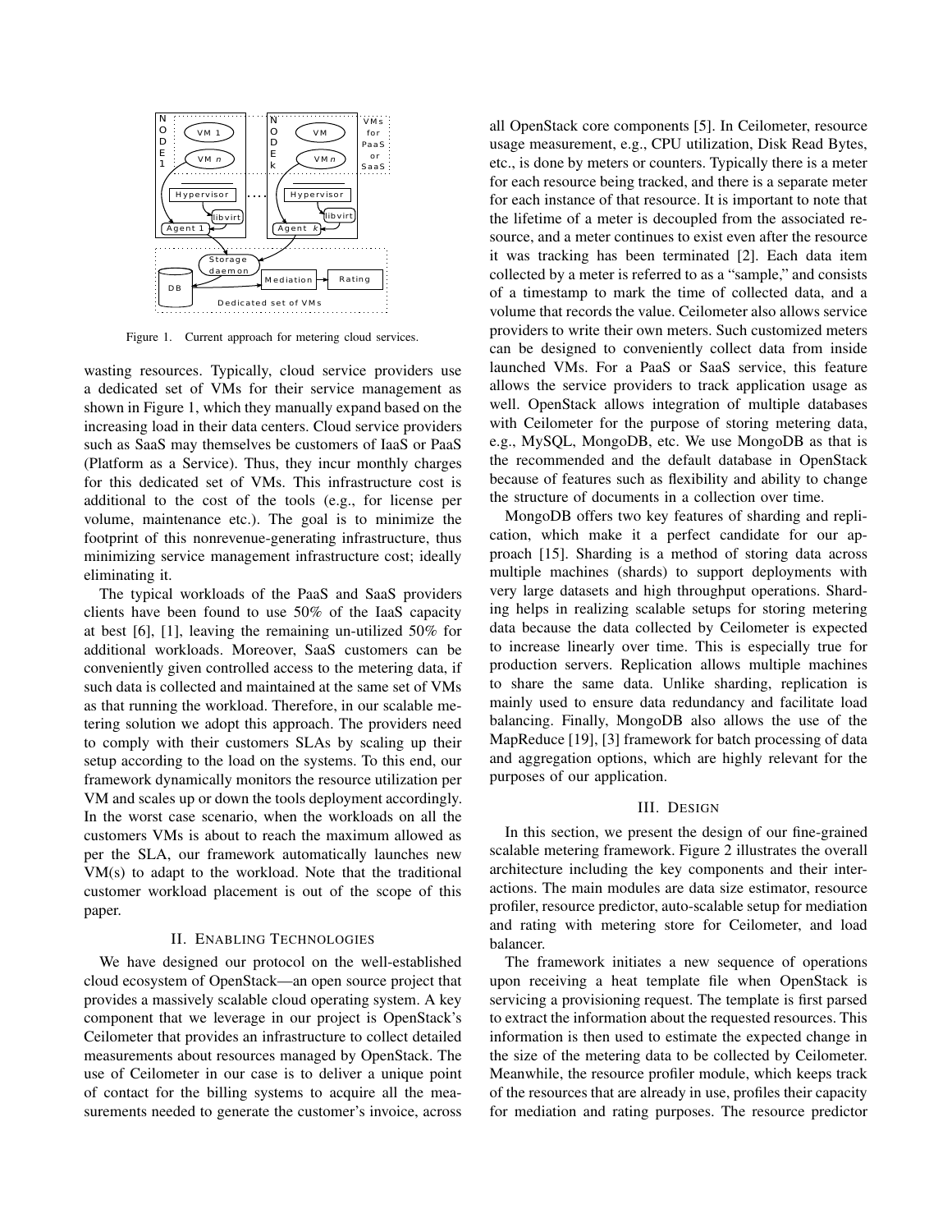Figure 1. Current approach for metering cloud services.

wasting resources. Typically, cloud service providers use a dedicated set of VMs for their service management as shown in Figure 1, which they manually expand based on the increasing load in their data centers. Cloud service providers such as SaaS may themselves be customers of IaaS or PaaS (Platform as a Service). Thus, they incur monthly charges for this dedicated set of VMs. This infrastructure cost is additional to the cost of the tools (e.g., for license per volume, maintenance etc.). The goal is to minimize the footprint of this nonrevenue-generating infrastructure, thus minimizing service management infrastructure cost; ideally eliminating it.

The typical workloads of the PaaS and SaaS providers clients have been found to use 50% of the IaaS capacity at best [6], [1], leaving the remaining un-utilized 50% for additional workloads. Moreover, SaaS customers can be conveniently given controlled access to the metering data, if such data is collected and maintained at the same set of VMs as that running the workload. Therefore, in our scalable metering solution we adopt this approach. The providers need to comply with their customers SLAs by scaling up their setup according to the load on the systems. To this end, our framework dynamically monitors the resource utilization per VM and scales up or down the tools deployment accordingly. In the worst case scenario, when the workloads on all the customers VMs is about to reach the maximum allowed as per the SLA, our framework automatically launches new VM(s) to adapt to the workload. Note that the traditional customer workload placement is out of the scope of this paper.

## II. Enabling Technologies

We have designed our protocol on the well-established cloud ecosystem of OpenStack—an open source project that provides a massively scalable cloud operating system. A key component that we leverage in our project is OpenStack's Ceilometer that provides an infrastructure to collect detailed measurements about resources managed by OpenStack. The use of Ceilometer in our case is to deliver a unique point of contact for the billing systems to acquire all the measurements needed to generate the customer's invoice, across all OpenStack core components [5]. In Ceilometer, resource usage measurement, e.g., CPU utilization, Disk Read Bytes, etc., is done by meters or counters. Typically there is a meter for each resource being tracked, and there is a separate meter for each instance of that resource. It is important to note that the lifetime of a meter is decoupled from the associated resource, and a meter continues to exist even after the resource it was tracking has been terminated [2]. Each data item collected by a meter is referred to as a "sample," and consists of a timestamp to mark the time of collected data, and a volume that records the value. Ceilometer also allows service providers to write their own meters. Such customized meters can be designed to conveniently collect data from inside launched VMs. For a PaaS or SaaS service, this feature allows the service providers to track application usage as well. OpenStack allows integration of multiple databases with Ceilometer for the purpose of storing metering data, e.g., MySQL, MongoDB, etc. We use MongoDB as that is the recommended and the default database in OpenStack because of features such as flexibility and ability to change the structure of documents in a collection over time.

MongoDB offers two key features of sharding and replication, which make it a perfect candidate for our approach [15]. Sharding is a method of storing data across multiple machines (shards) to support deployments with very large datasets and high throughput operations. Sharding helps in realizing scalable setups for storing metering data because the data collected by Ceilometer is expected to increase linearly over time. This is especially true for production servers. Replication allows multiple machines to share the same data. Unlike sharding, replication is mainly used to ensure data redundancy and facilitate load balancing. Finally, MongoDB also allows the use of the MapReduce [19], [3] framework for batch processing of data and aggregation options, which are highly relevant for the purposes of our application.

## III. Design

In this section, we present the design of our fine-grained scalable metering framework. Figure 2 illustrates the overall architecture including the key components and their interactions. The main modules are data size estimator, resource profiler, resource predictor, auto-scalable setup for mediation and rating with metering store for Ceilometer, and load balancer.

The framework initiates a new sequence of operations upon receiving a heat template file when OpenStack is servicing a provisioning request. The template is first parsed to extract the information about the requested resources. This information is then used to estimate the expected change in the size of the metering data to be collected by Ceilometer. Meanwhile, the resource profiler module, which keeps track of the resources that are already in use, profiles their capacity for mediation and rating purposes. The resource predictor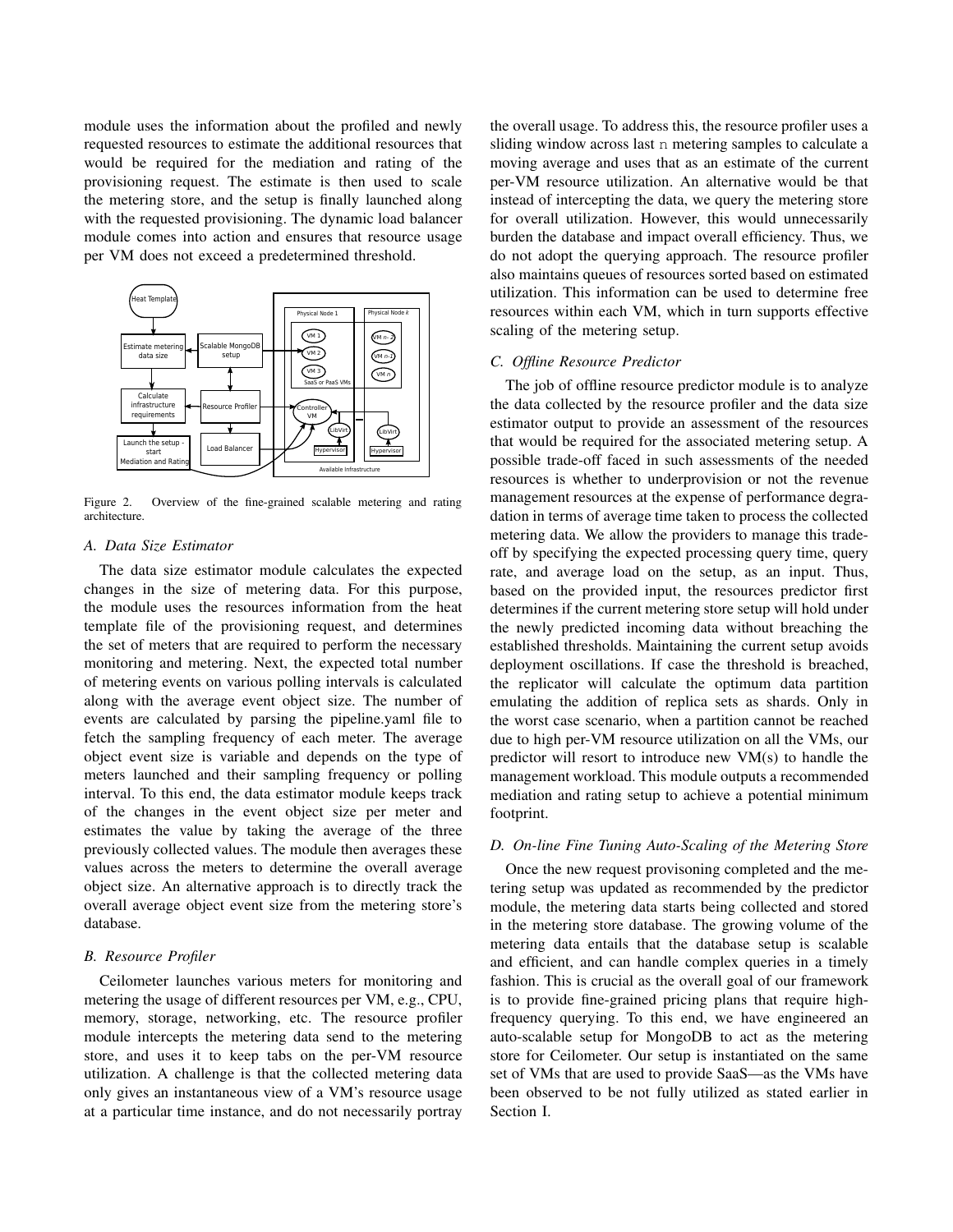module uses the information about the profiled and newly requested resources to estimate the additional resources that would be required for the mediation and rating of the provisioning request. The estimate is then used to scale the metering store, and the setup is finally launched along with the requested provisioning. The dynamic load balancer module comes into action and ensures that resource usage per VM does not exceed a predetermined threshold.

Figure 2. Overview of the fine-grained scalable metering and rating architecture.

### A. Data Size Estimator

The data size estimator module calculates the expected changes in the size of metering data. For this purpose, the module uses the resources information from the heat template file of the provisioning request, and determines the set of meters that are required to perform the necessary monitoring and metering. Next, the expected total number of metering events on various polling intervals is calculated along with the average event object size. The number of events are calculated by parsing the pipeline.yaml file to fetch the sampling frequency of each meter. The average object event size is variable and depends on the type of meters launched and their sampling frequency or polling interval. To this end, the data estimator module keeps track of the changes in the event object size per meter and estimates the value by taking the average of the three previously collected values. The module then averages these values across the meters to determine the overall average object size. An alternative approach is to directly track the overall average object event size from the metering store's database.

### B. Resource Profiler

Ceilometer launches various meters for monitoring and metering the usage of different resources per VM, e.g., CPU, memory, storage, networking, etc. The resource profiler module intercepts the metering data send to the metering store, and uses it to keep tabs on the per-VM resource utilization. A challenge is that the collected metering data only gives an instantaneous view of a VM's resource usage at a particular time instance, and do not necessarily portray the overall usage. To address this, the resource profiler uses a sliding window across last `n` metering samples to calculate a moving average and uses that as an estimate of the current per-VM resource utilization. An alternative would be that instead of intercepting the data, we query the metering store for overall utilization. However, this would unnecessarily burden the database and impact overall efficiency. Thus, we do not adopt the querying approach. The resource profiler also maintains queues of resources sorted based on estimated utilization. This information can be used to determine free resources within each VM, which in turn supports effective scaling of the metering setup.

### C. Offline Resource Predictor

The job of offline resource predictor module is to analyze the data collected by the resource profiler and the data size estimator output to provide an assessment of the resources that would be required for the associated metering setup. A possible trade-off faced in such assessments of the needed resources is whether to underprovision or not the revenue management resources at the expense of performance degradation in terms of average time taken to process the collected metering data. We allow the providers to manage this trade-off by specifying the expected processing query time, query rate, and average load on the setup, as an input. Thus, based on the provided input, the resources predictor first determines if the current metering store setup will hold under the newly predicted incoming data without breaching the established thresholds. Maintaining the current setup avoids deployment oscillations. If case the threshold is breached, the replicator will calculate the optimum data partition emulating the addition of replica sets as shards. Only in the worst case scenario, when a partition cannot be reached due to high per-VM resource utilization on all the VMs, our predictor will resort to introduce new VM(s) to handle the management workload. This module outputs a recommended mediation and rating setup to achieve a potential minimum footprint.

### D. On-line Fine Tuning Auto-Scaling of the Metering Store

Once the new request provisoning completed and the metering setup was updated as recommended by the predictor module, the metering data starts being collected and stored in the metering store database. The growing volume of the metering data entails that the database setup is scalable and efficient, and can handle complex queries in a timely fashion. This is crucial as the overall goal of our framework is to provide fine-grained pricing plans that require high-frequency querying. To this end, we have engineered an auto-scalable setup for MongoDB to act as the metering store for Ceilometer. Our setup is instantiated on the same set of VMs that are used to provide SaaS—as the VMs have been observed to be not fully utilized as stated earlier in Section I.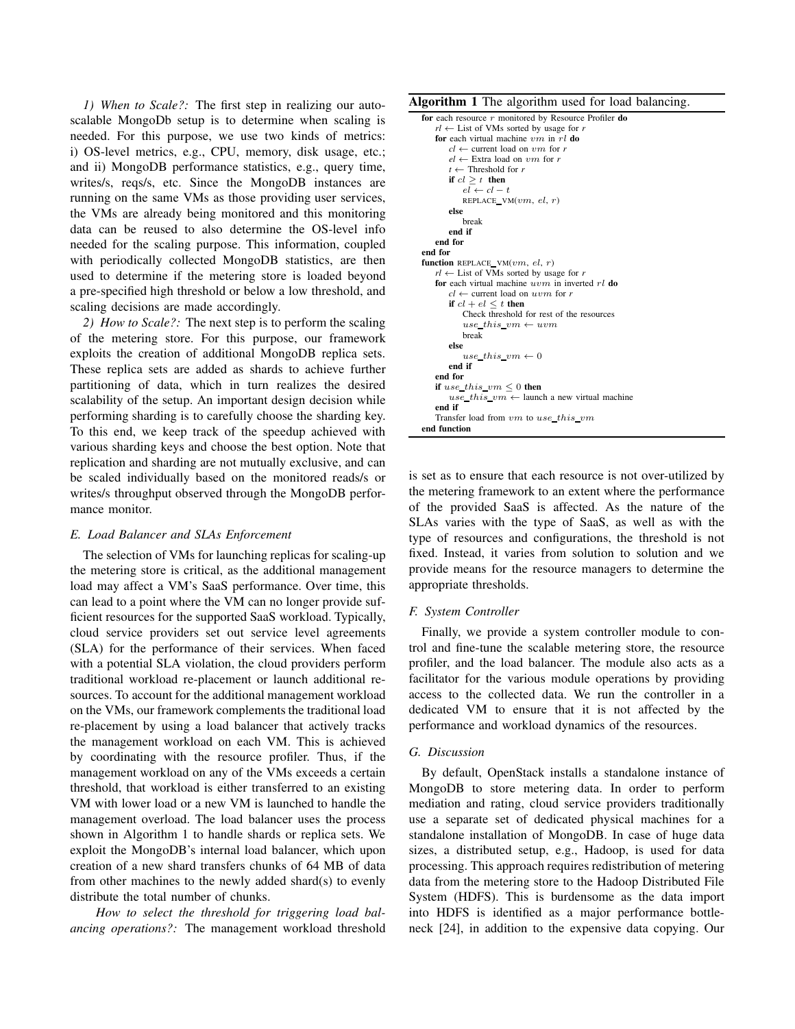*1) When to Scale?:* The first step in realizing our auto-scalable MongoDb setup is to determine when scaling is needed. For this purpose, we use two kinds of metrics: i) OS-level metrics, e.g., CPU, memory, disk usage, etc.; and ii) MongoDB performance statistics, e.g., query time, writes/s, reqs/s, etc. Since the MongoDB instances are running on the same VMs as those providing user services, the VMs are already being monitored and this monitoring data can be reused to also determine the OS-level info needed for the scaling purpose. This information, coupled with periodically collected MongoDB statistics, are then used to determine if the metering store is loaded beyond a pre-specified high threshold or below a low threshold, and scaling decisions are made accordingly.

*2) How to Scale?:* The next step is to perform the scaling of the metering store. For this purpose, our framework exploits the creation of additional MongoDB replica sets. These replica sets are added as shards to achieve further partitioning of data, which in turn realizes the desired scalability of the setup. An important design decision while performing sharding is to carefully choose the sharding key. To this end, we keep track of the speedup achieved with various sharding keys and choose the best option. Note that replication and sharding are not mutually exclusive, and can be scaled individually based on the monitored reads/s or writes/s throughput observed through the MongoDB performance monitor.

### *E. Load Balancer and SLAs Enforcement*

The selection of VMs for launching replicas for scaling-up the metering store is critical, as the additional management load may affect a VM's SaaS performance. Over time, this can lead to a point where the VM can no longer provide sufficient resources for the supported SaaS workload. Typically, cloud service providers set out service level agreements (SLA) for the performance of their services. When faced with a potential SLA violation, the cloud providers perform traditional workload re-placement or launch additional resources. To account for the additional management workload on the VMs, our framework complements the traditional load re-placement by using a load balancer that actively tracks the management workload on each VM. This is achieved by coordinating with the resource profiler. Thus, if the management workload on any of the VMs exceeds a certain threshold, that workload is either transferred to an existing VM with lower load or a new VM is launched to handle the management overload. The load balancer uses the process shown in Algorithm 1 to handle shards or replica sets. We exploit the MongoDB's internal load balancer, which upon creation of a new shard transfers chunks of 64 MB of data from other machines to the newly added shard(s) to evenly distribute the total number of chunks.

*How to select the threshold for triggering load balancing operations?:* The management workload threshold is set as to ensure that each resource is not over-utilized by the metering framework to an extent where the performance of the provided SaaS is affected. As the nature of the SLAs varies with the type of SaaS, as well as with the type of resources and configurations, the threshold is not fixed. Instead, it varies from solution to solution and we provide means for the resource managers to determine the appropriate thresholds.

**Algorithm 1** The algorithm used for load balancing.

```
for each resource r monitored by Resource Profiler do
    rl ← List of VMs sorted by usage for r
    for each virtual machine vm in rl do
        cl ← current load on vm for r
        el ← Extra load on vm for r
        t ← Threshold for r
        if cl ≥ t then
            el ← cl − t
            REPLACE_VM(vm, el, r)
        else
            break
        end if
    end for
end for
function REPLACE_VM(vm, el, r)
    rl ← List of VMs sorted by usage for r
    for each virtual machine uvm in inverted rl do
        cl ← current load on uvm for r
        if cl + el ≤ t then
            Check threshold for rest of the resources
            use_this_vm ← uvm
            break
        else
            use_this_vm ← 0
        end if
    end for
    if use_this_vm ≤ 0 then
        use_this_vm ← launch a new virtual machine
    end if
    Transfer load from vm to use_this_vm
end function
```

### *F. System Controller*

Finally, we provide a system controller module to control and fine-tune the scalable metering store, the resource profiler, and the load balancer. The module also acts as a facilitator for the various module operations by providing access to the collected data. We run the controller in a dedicated VM to ensure that it is not affected by the performance and workload dynamics of the resources.

### *G. Discussion*

By default, OpenStack installs a standalone instance of MongoDB to store metering data. In order to perform mediation and rating, cloud service providers traditionally use a separate set of dedicated physical machines for a standalone installation of MongoDB. In case of huge data sizes, a distributed setup, e.g., Hadoop, is used for data processing. This approach requires redistribution of metering data from the metering store to the Hadoop Distributed File System (HDFS). This is burdensome as the data import into HDFS is identified as a major performance bottleneck [24], in addition to the expensive data copying. Our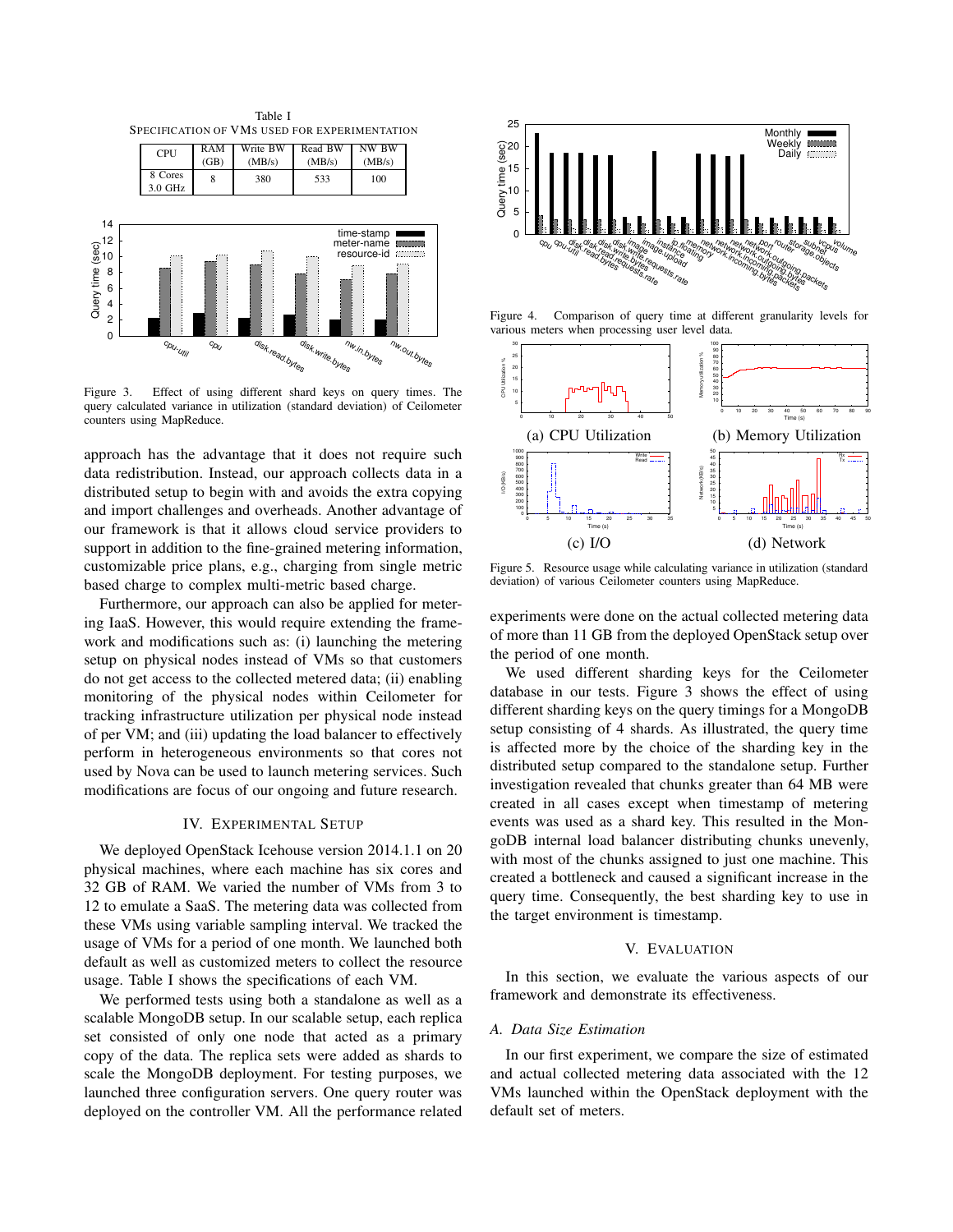Table I
SPECIFICATION OF VMS USED FOR EXPERIMENTATION

| CPU | RAM (GB) | Write BW (MB/s) | Read BW (MB/s) | NW BW (MB/s) |
|---|---|---|---|---|
| 8 Cores 3.0 GHz | 8 | 380 | 533 | 100 |

Figure 3. Effect of using different shard keys on query times. The query calculated variance in utilization (standard deviation) of Ceilometer counters using MapReduce.

approach has the advantage that it does not require such data redistribution. Instead, our approach collects data in a distributed setup to begin with and avoids the extra copying and import challenges and overheads. Another advantage of our framework is that it allows cloud service providers to support in addition to the fine-grained metering information, customizable price plans, e.g., charging from single metric based charge to complex multi-metric based charge.

Furthermore, our approach can also be applied for metering IaaS. However, this would require extending the framework and modifications such as: (i) launching the metering setup on physical nodes instead of VMs so that customers do not get access to the collected metered data; (ii) enabling monitoring of the physical nodes within Ceilometer for tracking infrastructure utilization per physical node instead of per VM; and (iii) updating the load balancer to effectively perform in heterogeneous environments so that cores not used by Nova can be used to launch metering services. Such modifications are focus of our ongoing and future research.

## IV. EXPERIMENTAL SETUP

We deployed OpenStack Icehouse version 2014.1.1 on 20 physical machines, where each machine has six cores and 32 GB of RAM. We varied the number of VMs from 3 to 12 to emulate a SaaS. The metering data was collected from these VMs using variable sampling interval. We tracked the usage of VMs for a period of one month. We launched both default as well as customized meters to collect the resource usage. Table I shows the specifications of each VM.

We performed tests using both a standalone as well as a scalable MongoDB setup. In our scalable setup, each replica set consisted of only one node that acted as a primary copy of the data. The replica sets were added as shards to scale the MongoDB deployment. For testing purposes, we launched three configuration servers. One query router was deployed on the controller VM. All the performance related

Figure 4. Comparison of query time at different granularity levels for various meters when processing user level data.

(a) CPU Utilization (b) Memory Utilization

(c) I/O (d) Network

Figure 5. Resource usage while calculating variance in utilization (standard deviation) of various Ceilometer counters using MapReduce.

experiments were done on the actual collected metering data of more than 11 GB from the deployed OpenStack setup over the period of one month.

We used different sharding keys for the Ceilometer database in our tests. Figure 3 shows the effect of using different sharding keys on the query timings for a MongoDB setup consisting of 4 shards. As illustrated, the query time is affected more by the choice of the sharding key in the distributed setup compared to the standalone setup. Further investigation revealed that chunks greater than 64 MB were created in all cases except when timestamp of metering events was used as a shard key. This resulted in the MongoDB internal load balancer distributing chunks unevenly, with most of the chunks assigned to just one machine. This created a bottleneck and caused a significant increase in the query time. Consequently, the best sharding key to use in the target environment is timestamp.

## V. EVALUATION

In this section, we evaluate the various aspects of our framework and demonstrate its effectiveness.

### A. Data Size Estimation

In our first experiment, we compare the size of estimated and actual collected metering data associated with the 12 VMs launched within the OpenStack deployment with the default set of meters.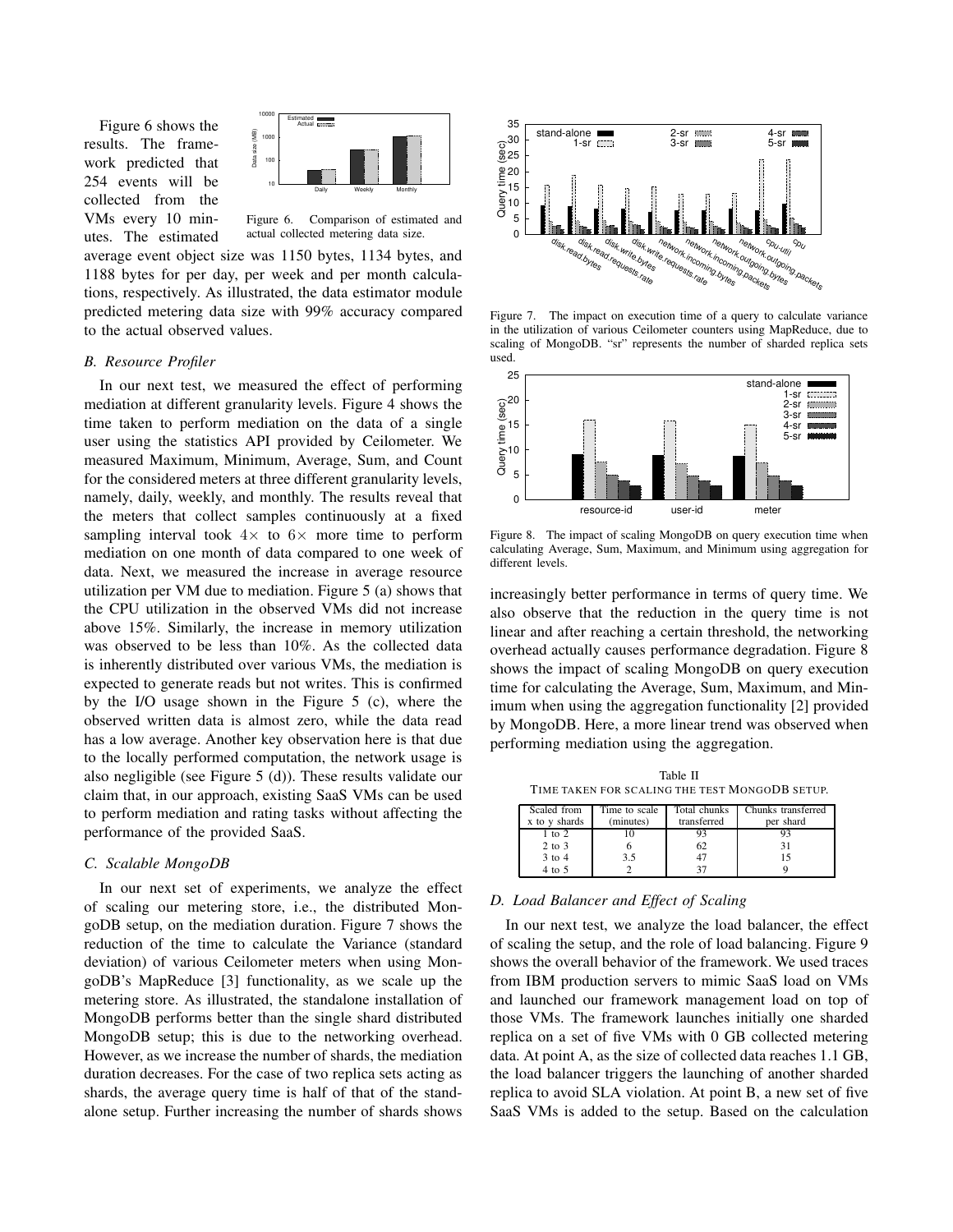Figure 6 shows the results. The framework predicted that 254 events will be collected from the VMs every 10 minutes. The estimated average event object size was 1150 bytes, 1134 bytes, and 1188 bytes for per day, per week and per month calculations, respectively. As illustrated, the data estimator module predicted metering data size with 99% accuracy compared to the actual observed values.

Figure 6. Comparison of estimated and actual collected metering data size.

### B. Resource Profiler

In our next test, we measured the effect of performing mediation at different granularity levels. Figure 4 shows the time taken to perform mediation on the data of a single user using the statistics API provided by Ceilometer. We measured Maximum, Minimum, Average, Sum, and Count for the considered meters at three different granularity levels, namely, daily, weekly, and monthly. The results reveal that the meters that collect samples continuously at a fixed sampling interval took $4\times$ to $6\times$ more time to perform mediation on one month of data compared to one week of data. Next, we measured the increase in average resource utilization per VM due to mediation. Figure 5 (a) shows that the CPU utilization in the observed VMs did not increase above 15%. Similarly, the increase in memory utilization was observed to be less than 10%. As the collected data is inherently distributed over various VMs, the mediation is expected to generate reads but not writes. This is confirmed by the I/O usage shown in the Figure 5 (c), where the observed written data is almost zero, while the data read has a low average. Another key observation here is that due to the locally performed computation, the network usage is also negligible (see Figure 5 (d)). These results validate our claim that, in our approach, existing SaaS VMs can be used to perform mediation and rating tasks without affecting the performance of the provided SaaS.

### C. Scalable MongoDB

In our next set of experiments, we analyze the effect of scaling our metering store, i.e., the distributed MongoDB setup, on the mediation duration. Figure 7 shows the reduction of the time to calculate the Variance (standard deviation) of various Ceilometer meters when using MongoDB's MapReduce [3] functionality, as we scale up the metering store. As illustrated, the standalone installation of MongoDB performs better than the single shard distributed MongoDB setup; this is due to the networking overhead. However, as we increase the number of shards, the mediation duration decreases. For the case of two replica sets acting as shards, the average query time is half of that of the standalone setup. Further increasing the number of shards shows increasingly better performance in terms of query time. We also observe that the reduction in the query time is not linear and after reaching a certain threshold, the networking overhead actually causes performance degradation. Figure 8 shows the impact of scaling MongoDB on query execution time for calculating the Average, Sum, Maximum, and Minimum when using the aggregation functionality [2] provided by MongoDB. Here, a more linear trend was observed when performing mediation using the aggregation.

Figure 7. The impact on execution time of a query to calculate variance in the utilization of various Ceilometer counters using MapReduce, due to scaling of MongoDB. "sr" represents the number of sharded replica sets used.

Figure 8. The impact of scaling MongoDB on query execution time when calculating Average, Sum, Maximum, and Minimum using aggregation for different levels.

Table II
TIME TAKEN FOR SCALING THE TEST MONGODB SETUP.

| Scaled from x to y shards | Time to scale (minutes) | Total chunks transferred | Chunks transferred per shard |
|---|---|---|---|
| 1 to 2 | 10 | 93 | 93 |
| 2 to 3 | 6 | 62 | 31 |
| 3 to 4 | 3.5 | 47 | 15 |
| 4 to 5 | 2 | 37 | 9 |

### D. Load Balancer and Effect of Scaling

In our next test, we analyze the load balancer, the effect of scaling the setup, and the role of load balancing. Figure 9 shows the overall behavior of the framework. We used traces from IBM production servers to mimic SaaS load on VMs and launched our framework management load on top of those VMs. The framework launches initially one sharded replica on a set of five VMs with 0 GB collected metering data. At point A, as the size of collected data reaches 1.1 GB, the load balancer triggers the launching of another sharded replica to avoid SLA violation. At point B, a new set of five SaaS VMs is added to the setup. Based on the calculation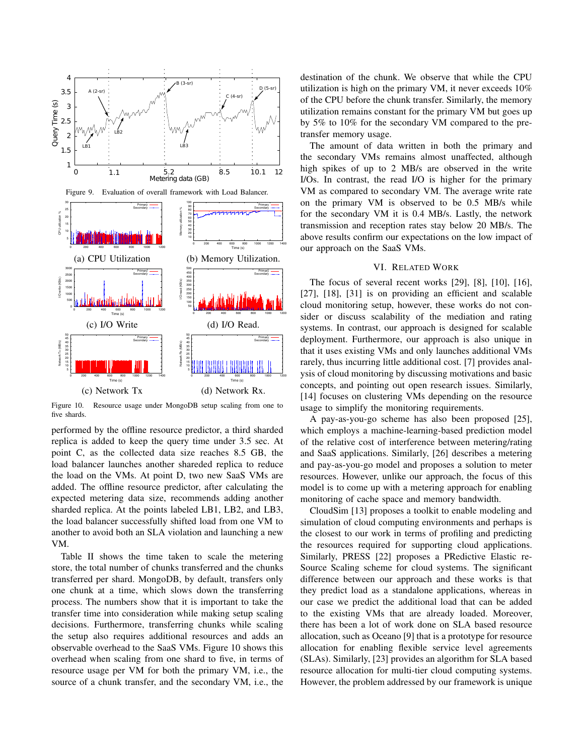Figure 9. Evaluation of overall framework with Load Balancer.

(a) CPU Utilization (b) Memory Utilization.

(c) I/O Write (d) I/O Read.

(c) Network Tx (d) Network Rx.

Figure 10. Resource usage under MongoDB setup scaling from one to five shards.

performed by the offline resource predictor, a third sharded replica is added to keep the query time under 3.5 sec. At point C, as the collected data size reaches 8.5 GB, the load balancer launches another shareded replica to reduce the load on the VMs. At point D, two new SaaS VMs are added. The offline resource predictor, after calculating the expected metering data size, recommends adding another sharded replica. At the points labeled LB1, LB2, and LB3, the load balancer successfully shifted load from one VM to another to avoid both an SLA violation and launching a new VM.

Table II shows the time taken to scale the metering store, the total number of chunks transferred and the chunks transferred per shard. MongoDB, by default, transfers only one chunk at a time, which slows down the transferring process. The numbers show that it is important to take the transfer time into consideration while making setup scaling decisions. Furthermore, transferring chunks while scaling the setup also requires additional resources and adds an observable overhead to the SaaS VMs. Figure 10 shows this overhead when scaling from one shard to five, in terms of resource usage per VM for both the primary VM, i.e., the source of a chunk transfer, and the secondary VM, i.e., the destination of the chunk. We observe that while the CPU utilization is high on the primary VM, it never exceeds 10% of the CPU before the chunk transfer. Similarly, the memory utilization remains constant for the primary VM but goes up by 5% to 10% for the secondary VM compared to the pre-transfer memory usage.

The amount of data written in both the primary and the secondary VMs remains almost unaffected, although high spikes of up to 2 MB/s are observed in the write I/Os. In contrast, the read I/O is higher for the primary VM as compared to secondary VM. The average write rate on the primary VM is observed to be 0.5 MB/s while for the secondary VM it is 0.4 MB/s. Lastly, the network transmission and reception rates stay below 20 MB/s. The above results confirm our expectations on the low impact of our approach on the SaaS VMs.

## VI. Related Work

The focus of several recent works [29], [8], [10], [16], [27], [18], [31] is on providing an efficient and scalable cloud monitoring setup, however, these works do not consider or discuss scalability of the mediation and rating systems. In contrast, our approach is designed for scalable deployment. Furthermore, our approach is also unique in that it uses existing VMs and only launches additional VMs rarely, thus incurring little additional cost. [7] provides analysis of cloud monitoring by discussing motivations and basic concepts, and pointing out open research issues. Similarly, [14] focuses on clustering VMs depending on the resource usage to simplify the monitoring requirements.

A pay-as-you-go scheme has also been proposed [25], which employs a machine-learning-based prediction model of the relative cost of interference between metering/rating and SaaS applications. Similarly, [26] describes a metering and pay-as-you-go model and proposes a solution to meter resources. However, unlike our approach, the focus of this model is to come up with a metering approach for enabling monitoring of cache space and memory bandwidth.

CloudSim [13] proposes a toolkit to enable modeling and simulation of cloud computing environments and perhaps is the closest to our work in terms of profiling and predicting the resources required for supporting cloud applications. Similarly, PRESS [22] proposes a PRedictive Elastic reSource Scaling scheme for cloud systems. The significant difference between our approach and these works is that they predict load as a standalone applications, whereas in our case we predict the additional load that can be added to the existing VMs that are already loaded. Moreover, there has been a lot of work done on SLA based resource allocation, such as Oceano [9] that is a prototype for resource allocation for enabling flexible service level agreements (SLAs). Similarly, [23] provides an algorithm for SLA based resource allocation for multi-tier cloud computing systems. However, the problem addressed by our framework is unique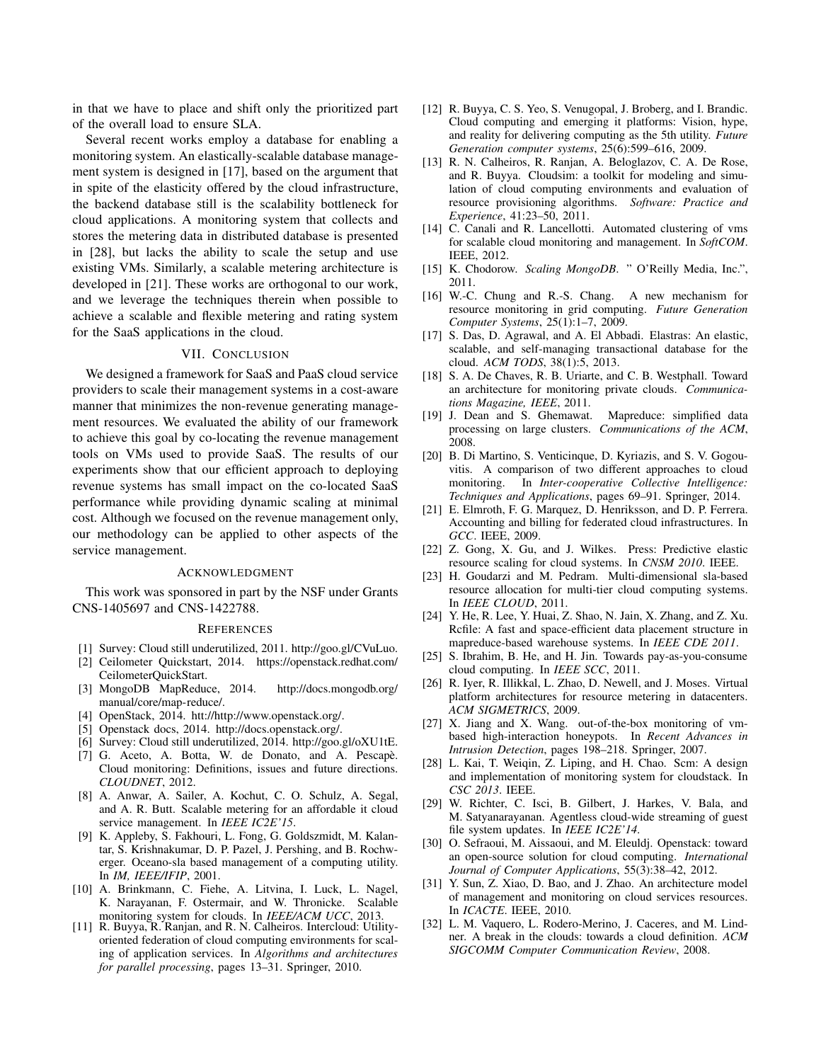in that we have to place and shift only the prioritized part of the overall load to ensure SLA.

Several recent works employ a database for enabling a monitoring system. An elastically-scalable database management system is designed in [17], based on the argument that in spite of the elasticity offered by the cloud infrastructure, the backend database still is the scalability bottleneck for cloud applications. A monitoring system that collects and stores the metering data in distributed database is presented in [28], but lacks the ability to scale the setup and use existing VMs. Similarly, a scalable metering architecture is developed in [21]. These works are orthogonal to our work, and we leverage the techniques therein when possible to achieve a scalable and flexible metering and rating system for the SaaS applications in the cloud.

## VII. Conclusion

We designed a framework for SaaS and PaaS cloud service providers to scale their management systems in a cost-aware manner that minimizes the non-revenue generating management resources. We evaluated the ability of our framework to achieve this goal by co-locating the revenue management tools on VMs used to provide SaaS. The results of our experiments show that our efficient approach to deploying revenue systems has small impact on the co-located SaaS performance while providing dynamic scaling at minimal cost. Although we focused on the revenue management only, our methodology can be applied to other aspects of the service management.

## Acknowledgment

This work was sponsored in part by the NSF under Grants CNS-1405697 and CNS-1422788.

## References

[1] Survey: Cloud still underutilized, 2011. http://goo.gl/CVuLuo.

[2] Ceilometer Quickstart, 2014. https://openstack.redhat.com/CeilometerQuickStart.

[3] MongoDB MapReduce, 2014. http://docs.mongodb.org/manual/core/map-reduce/.

[4] OpenStack, 2014. htt://http://www.openstack.org/.

[5] Openstack docs, 2014. http://docs.openstack.org/.

[6] Survey: Cloud still underutilized, 2014. http://goo.gl/oXU1tE.

[7] G. Aceto, A. Botta, W. de Donato, and A. Pescapè. Cloud monitoring: Definitions, issues and future directions. *CLOUDNET*, 2012.

[8] A. Anwar, A. Sailer, A. Kochut, C. O. Schulz, A. Segal, and A. R. Butt. Scalable metering for an affordable it cloud service management. In *IEEE IC2E'15*.

[9] K. Appleby, S. Fakhouri, L. Fong, G. Goldszmidt, M. Kalantar, S. Krishnakumar, D. P. Pazel, J. Pershing, and B. Rochwerger. Oceano-sla based management of a computing utility. In *IM, IEEE/IFIP*, 2001.

[10] A. Brinkmann, C. Fiehe, A. Litvina, I. Luck, L. Nagel, K. Narayanan, F. Ostermair, and W. Thronicke. Scalable monitoring system for clouds. In *IEEE/ACM UCC*, 2013.

[11] R. Buyya, R. Ranjan, and R. N. Calheiros. Intercloud: Utility-oriented federation of cloud computing environments for scaling of application services. In *Algorithms and architectures for parallel processing*, pages 13–31. Springer, 2010.

[12] R. Buyya, C. S. Yeo, S. Venugopal, J. Broberg, and I. Brandic. Cloud computing and emerging it platforms: Vision, hype, and reality for delivering computing as the 5th utility. *Future Generation computer systems*, 25(6):599–616, 2009.

[13] R. N. Calheiros, R. Ranjan, A. Beloglazov, C. A. De Rose, and R. Buyya. Cloudsim: a toolkit for modeling and simulation of cloud computing environments and evaluation of resource provisioning algorithms. *Software: Practice and Experience*, 41:23–50, 2011.

[14] C. Canali and R. Lancellotti. Automated clustering of vms for scalable cloud monitoring and management. In *SoftCOM*. IEEE, 2012.

[15] K. Chodorow. *Scaling MongoDB*. " O'Reilly Media, Inc.", 2011.

[16] W.-C. Chung and R.-S. Chang. A new mechanism for resource monitoring in grid computing. *Future Generation Computer Systems*, 25(1):1–7, 2009.

[17] S. Das, D. Agrawal, and A. El Abbadi. Elastras: An elastic, scalable, and self-managing transactional database for the cloud. *ACM TODS*, 38(1):5, 2013.

[18] S. A. De Chaves, R. B. Uriarte, and C. B. Westphall. Toward an architecture for monitoring private clouds. *Communications Magazine, IEEE*, 2011.

[19] J. Dean and S. Ghemawat. Mapreduce: simplified data processing on large clusters. *Communications of the ACM*, 2008.

[20] B. Di Martino, S. Venticinque, D. Kyriazis, and S. V. Gogouvitis. A comparison of two different approaches to cloud monitoring. In *Inter-cooperative Collective Intelligence: Techniques and Applications*, pages 69–91. Springer, 2014.

[21] E. Elmroth, F. G. Marquez, D. Henriksson, and D. P. Ferrera. Accounting and billing for federated cloud infrastructures. In *GCC*. IEEE, 2009.

[22] Z. Gong, X. Gu, and J. Wilkes. Press: Predictive elastic resource scaling for cloud systems. In *CNSM 2010*. IEEE.

[23] H. Goudarzi and M. Pedram. Multi-dimensional sla-based resource allocation for multi-tier cloud computing systems. In *IEEE CLOUD*, 2011.

[24] Y. He, R. Lee, Y. Huai, Z. Shao, N. Jain, X. Zhang, and Z. Xu. Rcfile: A fast and space-efficient data placement structure in mapreduce-based warehouse systems. In *IEEE CDE 2011*.

[25] S. Ibrahim, B. He, and H. Jin. Towards pay-as-you-consume cloud computing. In *IEEE SCC*, 2011.

[26] R. Iyer, R. Illikkal, L. Zhao, D. Newell, and J. Moses. Virtual platform architectures for resource metering in datacenters. *ACM SIGMETRICS*, 2009.

[27] X. Jiang and X. Wang. out-of-the-box monitoring of vm-based high-interaction honeypots. In *Recent Advances in Intrusion Detection*, pages 198–218. Springer, 2007.

[28] L. Kai, T. Weiqin, Z. Liping, and H. Chao. Scm: A design and implementation of monitoring system for cloudstack. In *CSC 2013*. IEEE.

[29] W. Richter, C. Isci, B. Gilbert, J. Harkes, V. Bala, and M. Satyanarayanan. Agentless cloud-wide streaming of guest file system updates. In *IEEE IC2E'14*.

[30] O. Sefraoui, M. Aissaoui, and M. Eleuldj. Openstack: toward an open-source solution for cloud computing. *International Journal of Computer Applications*, 55(3):38–42, 2012.

[31] Y. Sun, Z. Xiao, D. Bao, and J. Zhao. An architecture model of management and monitoring on cloud services resources. In *ICACTE*. IEEE, 2010.

[32] L. M. Vaquero, L. Rodero-Merino, J. Caceres, and M. Lindner. A break in the clouds: towards a cloud definition. *ACM SIGCOMM Computer Communication Review*, 2008.